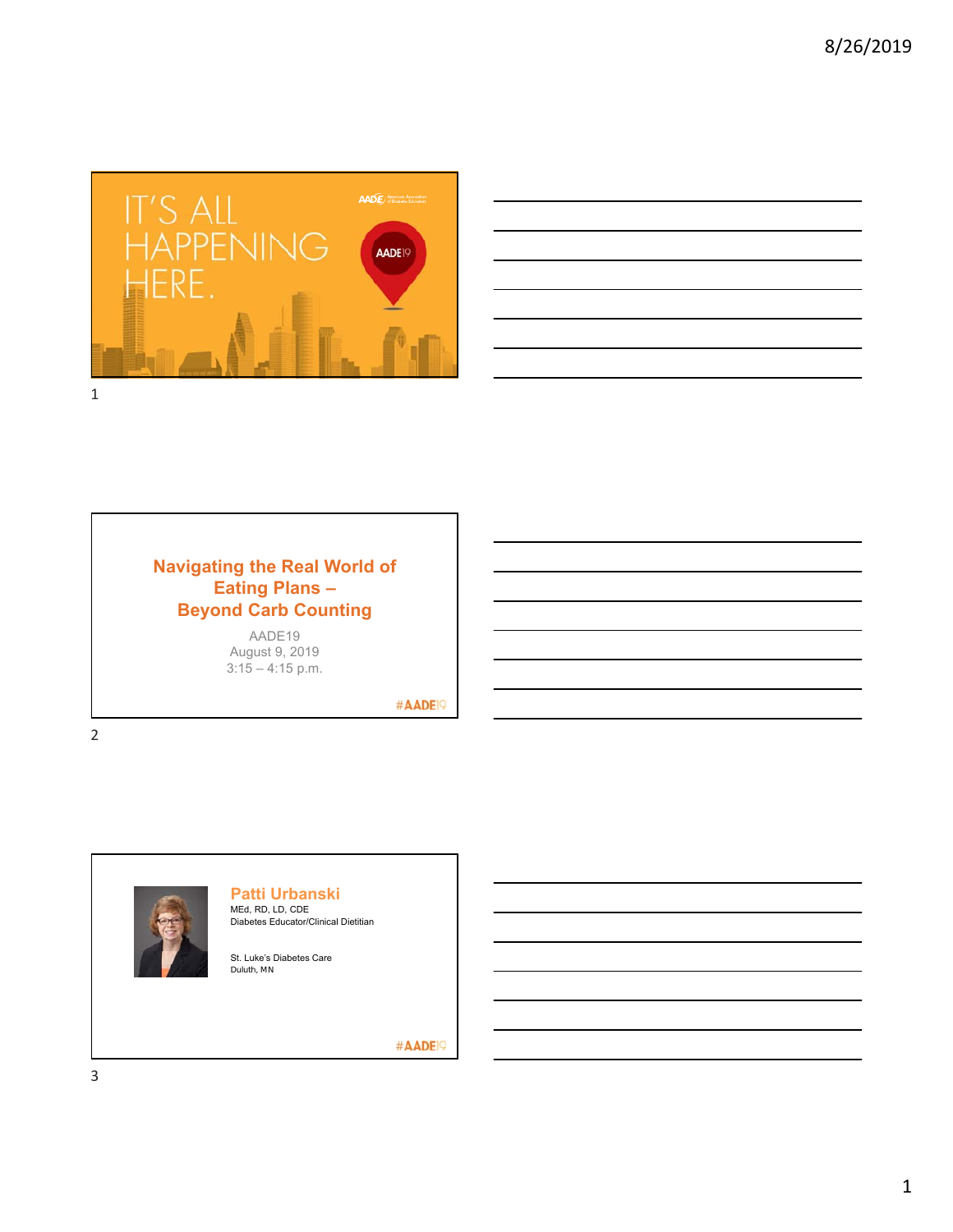IT'S ALL HAPPENING HERE.

AADE19

# Navigating the Real World of Eating Plans – Beyond Carb Counting

AADE19
August 9, 2019
3:15 – 4:15 p.m.

#AADE19

## Patti Urbanski

MEd, RD, LD, CDE
Diabetes Educator/Clinical Dietitian

St. Luke's Diabetes Care
Duluth, MN

#AADE19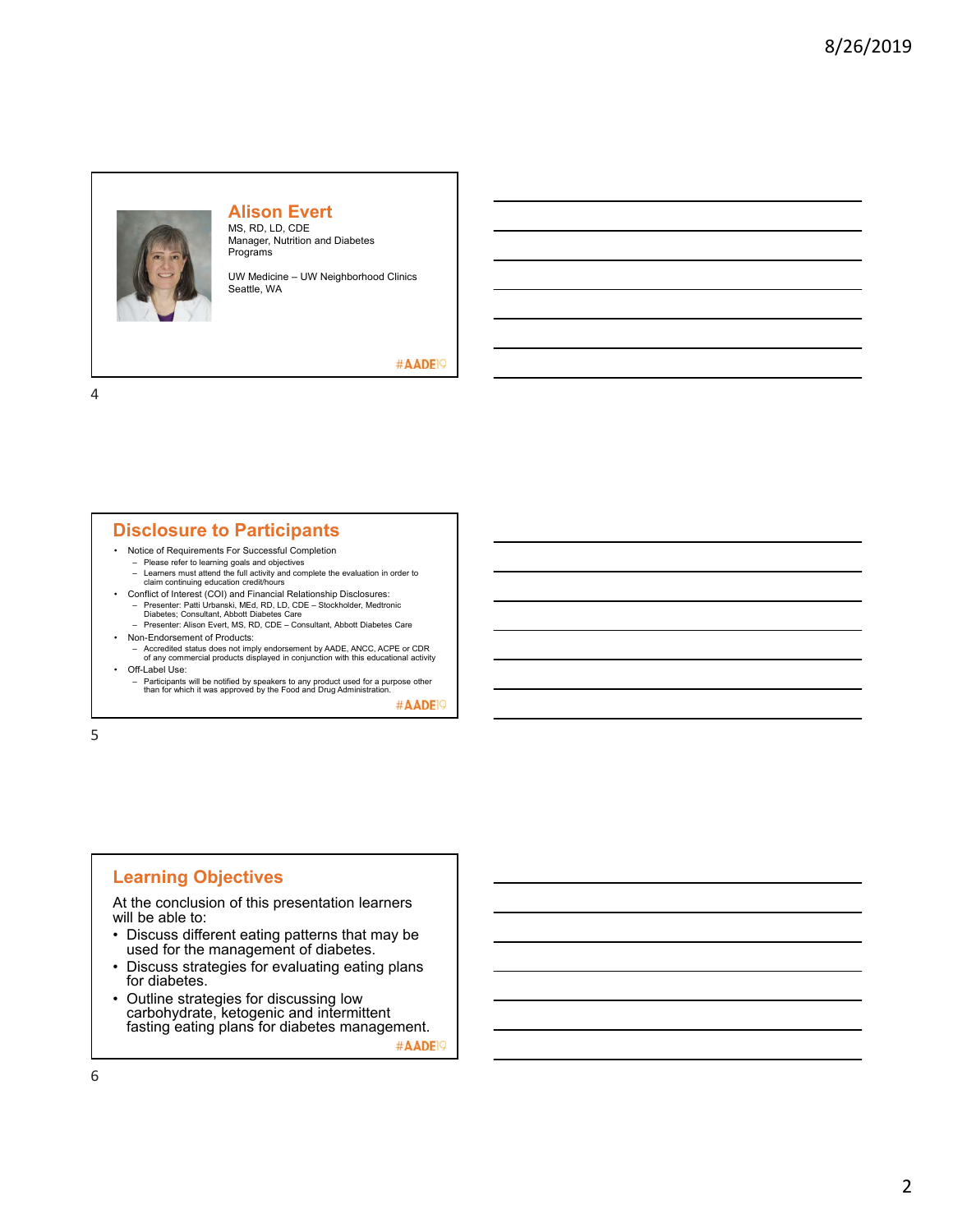## Alison Evert

MS, RD, LD, CDE
Manager, Nutrition and Diabetes Programs

UW Medicine – UW Neighborhood Clinics
Seattle, WA

#AADE19

## Disclosure to Participants

- Notice of Requirements For Successful Completion
  - Please refer to learning goals and objectives
  - Learners must attend the full activity and complete the evaluation in order to claim continuing education credit/hours
- Conflict of Interest (COI) and Financial Relationship Disclosures:
  - Presenter: Patti Urbanski, MEd, RD, LD, CDE – Stockholder, Medtronic Diabetes; Consultant, Abbott Diabetes Care
  - Presenter: Alison Evert, MS, RD, CDE – Consultant, Abbott Diabetes Care
- Non-Endorsement of Products:
  - Accredited status does not imply endorsement by AADE, ANCC, ACPE or CDR of any commercial products displayed in conjunction with this educational activity
- Off-Label Use:
  - Participants will be notified by speakers to any product used for a purpose other than for which it was approved by the Food and Drug Administration.

#AADE19

## Learning Objectives

At the conclusion of this presentation learners will be able to:

- Discuss different eating patterns that may be used for the management of diabetes.
- Discuss strategies for evaluating eating plans for diabetes.
- Outline strategies for discussing low carbohydrate, ketogenic and intermittent fasting eating plans for diabetes management.

#AADE19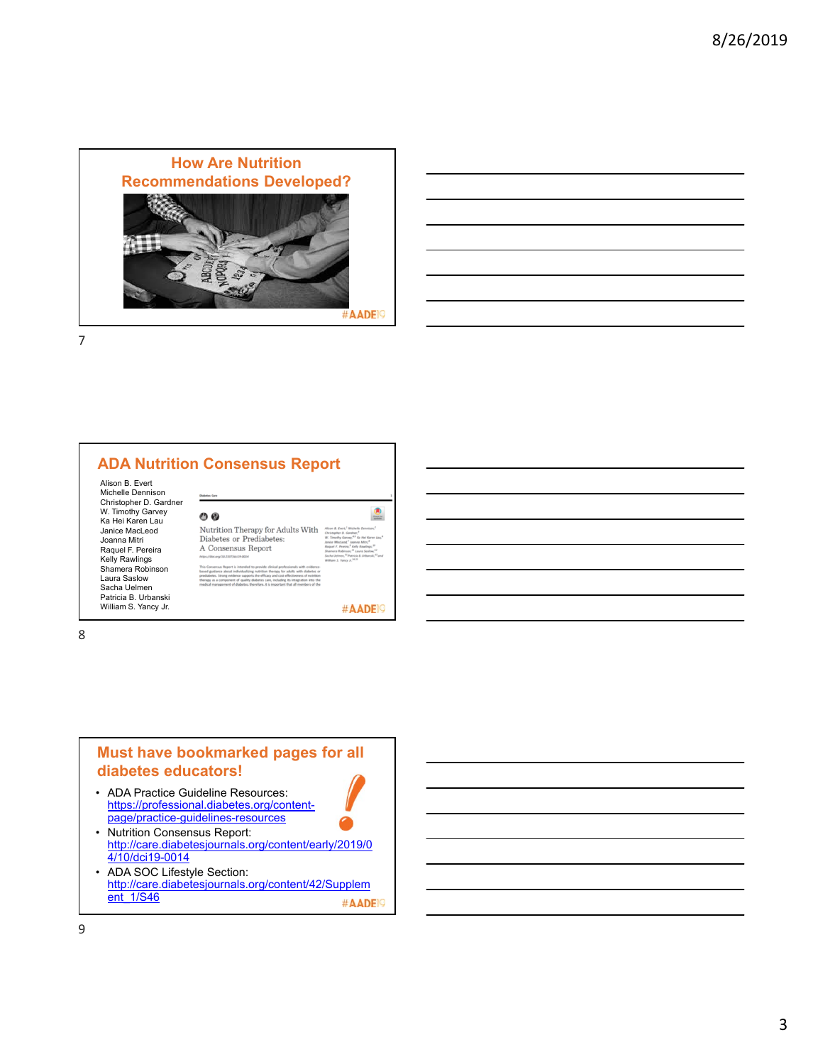## How Are Nutrition Recommendations Developed?

#AADE19

## ADA Nutrition Consensus Report

Alison B. Evert
Michelle Dennison
Christopher D. Gardner
W. Timothy Garvey
Ka Hei Karen Lau
Janice MacLeod
Joanna Mitri
Raquel F. Pereira
Kelly Rawlings
Shamera Robinson
Laura Saslow
Sacha Uelmen
Patricia B. Urbanski
William S. Yancy Jr.

Nutrition Therapy for Adults With Diabetes or Prediabetes: A Consensus Report

#AADE19

## Must have bookmarked pages for all diabetes educators!

- ADA Practice Guideline Resources: https://professional.diabetes.org/content-page/practice-guidelines-resources
- Nutrition Consensus Report: http://care.diabetesjournals.org/content/early/2019/04/10/dci19-0014
- ADA SOC Lifestyle Section: http://care.diabetesjournals.org/content/42/Supplement_1/S46

#AADE19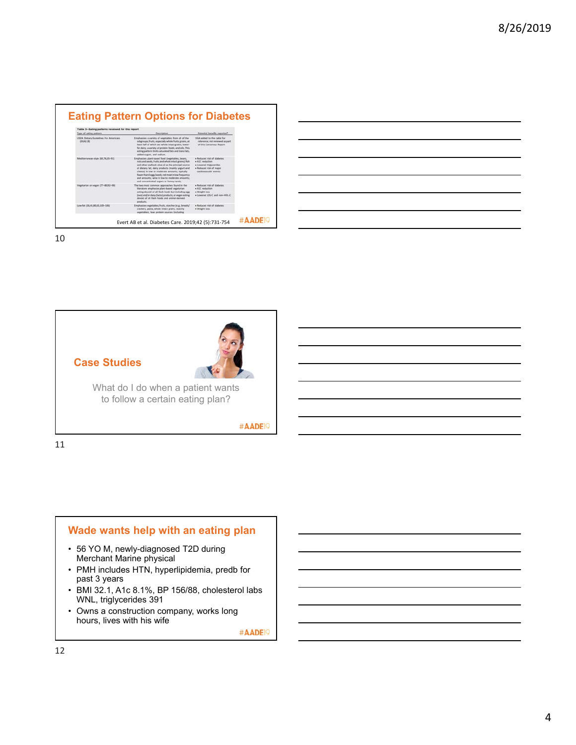## Eating Pattern Options for Diabetes

| Type of eating pattern | Description | Potential benefits reported* |
|---|---|---|
| USDA Dietary Guidelines For Americans (DGA) (8) | Emphasizes a variety of vegetables from all of the subgroups; fruits, especially whole fruits; grains, at least half of which are whole intact grains; lower-fat dairy; a variety of protein foods; and oils. This eating pattern limits saturated fats and trans fats, added sugars, and sodium. | DGA added to the table for reference; not reviewed as part of this Consensus Report |
| Mediterranean-style (65,76,85–91) | Emphasizes plant-based food (vegetables, beans, nuts and seeds, fruits, and whole intact grains); fish and other seafood; olive oil as the principal source of dietary fat; dairy products (mainly yogurt and cheese) in low to moderate amounts; typically fewer than 4 eggs/week; red meat in low frequency and amounts; wine in low to moderate amounts; and concentrated sugars or honey rarely. | • Reduced risk of diabetes<br>• A1C reduction<br>• Lowered triglycerides<br>• Reduced risk of major cardiovascular events |
| Vegetarian or vegan (77–80,92–99) | The two most common approaches found in the literature emphasize plant-based vegetarian eating devoid of all flesh foods but including egg (ovo) and/or dairy (lacto) products, or vegan eating devoid of all flesh foods and animal-derived products. | • Reduced risk of diabetes<br>• A1C reduction<br>• Weight loss<br>• Lowered LDL-C and non–HDL-C |
| Low-fat (26,41,80,83,100–106) | Emphasizes vegetables, fruits, starches (e.g., breads/crackers, pasta, whole intact grains, starchy vegetables), lean protein sources (including | • Reduced risk of diabetes<br>• Weight loss |

Evert AB et al. Diabetes Care. 2019;42 (5):731-754

## Case Studies

What do I do when a patient wants to follow a certain eating plan?

## Wade wants help with an eating plan

- 56 YO M, newly-diagnosed T2D during Merchant Marine physical
- PMH includes HTN, hyperlipidemia, predb for past 3 years
- BMI 32.1, A1c 8.1%, BP 156/88, cholesterol labs WNL, triglycerides 391
- Owns a construction company, works long hours, lives with his wife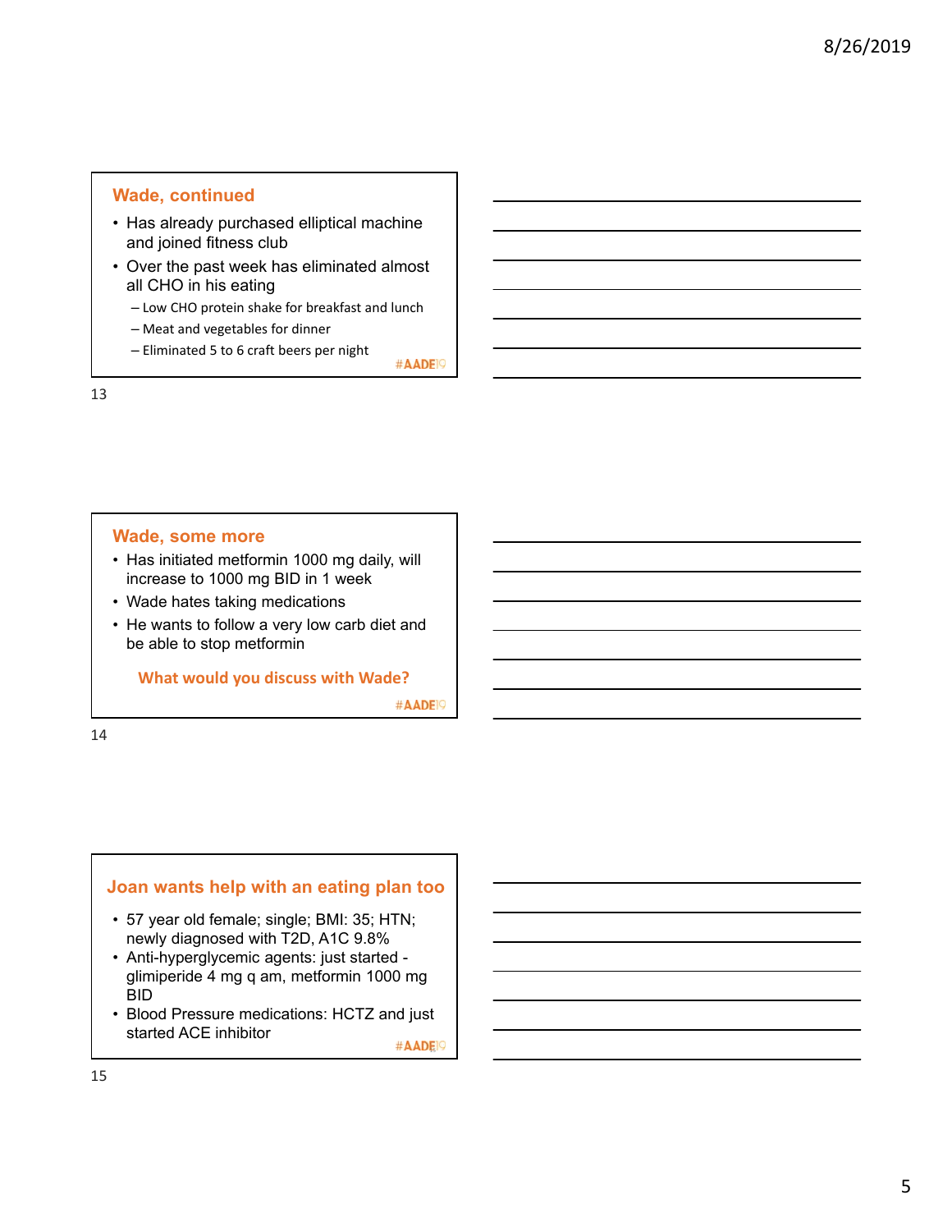## Wade, continued

- Has already purchased elliptical machine and joined fitness club
- Over the past week has eliminated almost all CHO in his eating
  - Low CHO protein shake for breakfast and lunch
  - Meat and vegetables for dinner
  - Eliminated 5 to 6 craft beers per night

#AADE19

## Wade, some more

- Has initiated metformin 1000 mg daily, will increase to 1000 mg BID in 1 week
- Wade hates taking medications
- He wants to follow a very low carb diet and be able to stop metformin

**What would you discuss with Wade?**

#AADE19

## Joan wants help with an eating plan too

- 57 year old female; single; BMI: 35; HTN; newly diagnosed with T2D, A1C 9.8%
- Anti-hyperglycemic agents: just started - glimiperide 4 mg q am, metformin 1000 mg BID
- Blood Pressure medications: HCTZ and just started ACE inhibitor

#AADE19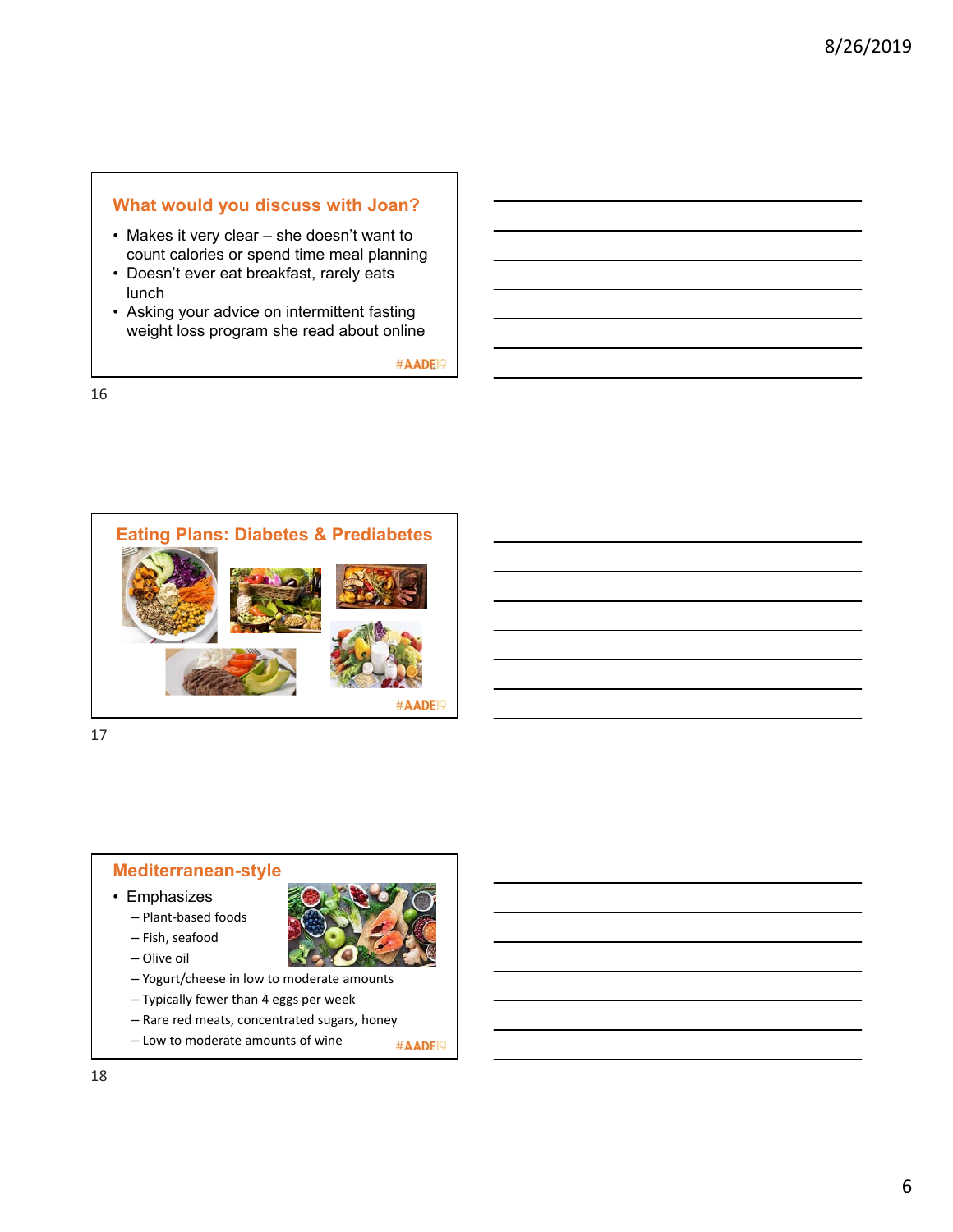## What would you discuss with Joan?

- Makes it very clear – she doesn't want to count calories or spend time meal planning
- Doesn't ever eat breakfast, rarely eats lunch
- Asking your advice on intermittent fasting weight loss program she read about online

#AADE19

## Eating Plans: Diabetes & Prediabetes

#AADE19

## Mediterranean-style

- Emphasizes
  - Plant-based foods
  - Fish, seafood
  - Olive oil
  - Yogurt/cheese in low to moderate amounts
  - Typically fewer than 4 eggs per week
  - Rare red meats, concentrated sugars, honey
  - Low to moderate amounts of wine

#AADE19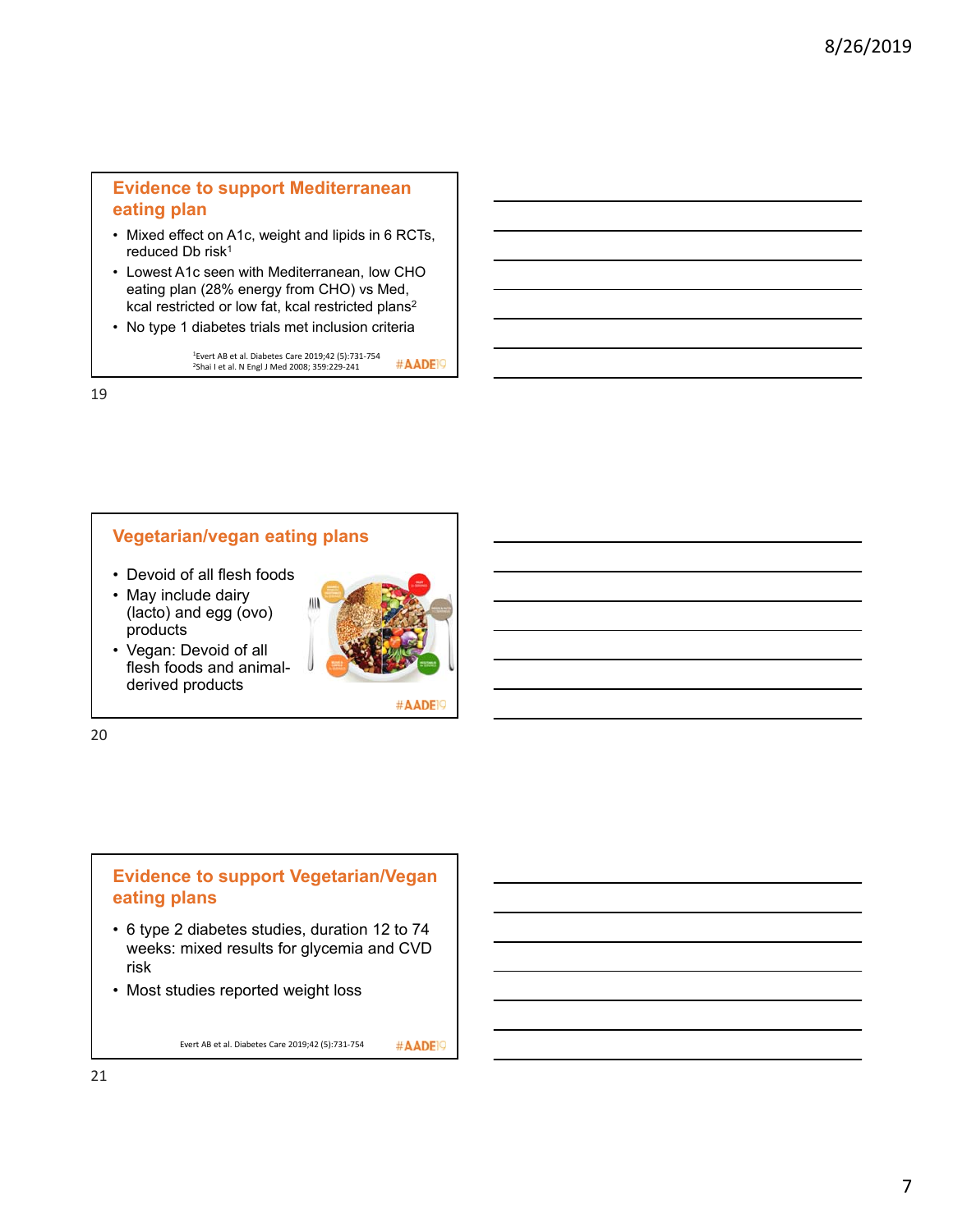## Evidence to support Mediterranean eating plan

- Mixed effect on A1c, weight and lipids in 6 RCTs, reduced Db risk[1]
- Lowest A1c seen with Mediterranean, low CHO eating plan (28% energy from CHO) vs Med, kcal restricted or low fat, kcal restricted plans[2]
- No type 1 diabetes trials met inclusion criteria

[1]Evert AB et al. Diabetes Care 2019;42 (5):731-754
[2]Shai I et al. N Engl J Med 2008; 359:229-241

#AADE19

## Vegetarian/vegan eating plans

- Devoid of all flesh foods
- May include dairy (lacto) and egg (ovo) products
- Vegan: Devoid of all flesh foods and animal-derived products

#AADE19

## Evidence to support Vegetarian/Vegan eating plans

- 6 type 2 diabetes studies, duration 12 to 74 weeks: mixed results for glycemia and CVD risk
- Most studies reported weight loss

Evert AB et al. Diabetes Care 2019;42 (5):731-754

#AADE19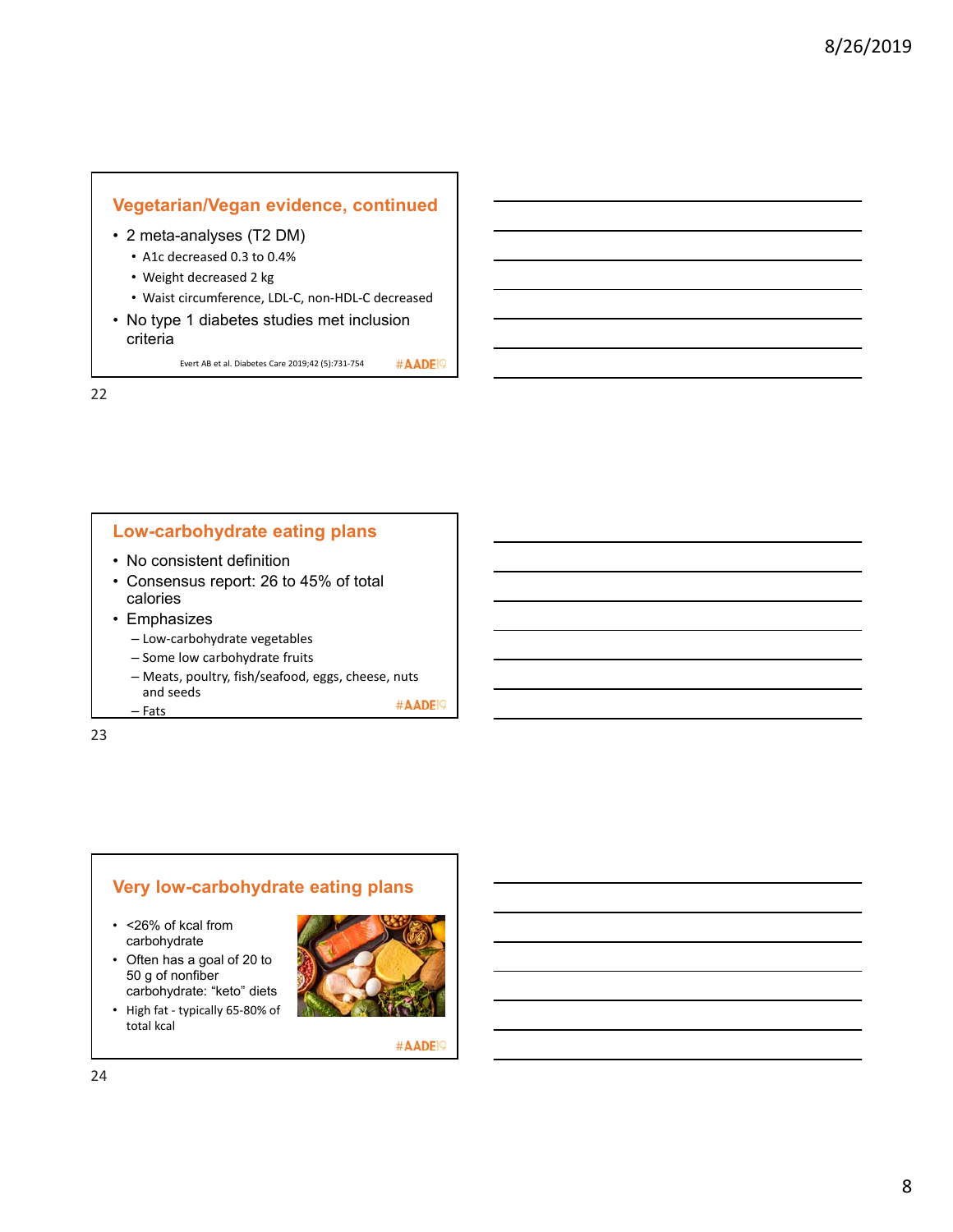## Vegetarian/Vegan evidence, continued

- 2 meta-analyses (T2 DM)
  - A1c decreased 0.3 to 0.4%
  - Weight decreased 2 kg
  - Waist circumference, LDL-C, non-HDL-C decreased
- No type 1 diabetes studies met inclusion criteria

Evert AB et al. Diabetes Care 2019;42 (5):731-754

#AADE19

22

## Low-carbohydrate eating plans

- No consistent definition
- Consensus report: 26 to 45% of total calories
- Emphasizes
  - Low-carbohydrate vegetables
  - Some low carbohydrate fruits
  - Meats, poultry, fish/seafood, eggs, cheese, nuts and seeds
  - Fats

#AADE19

23

## Very low-carbohydrate eating plans

- <26% of kcal from carbohydrate
- Often has a goal of 20 to 50 g of nonfiber carbohydrate: "keto" diets
- High fat - typically 65-80% of total kcal

#AADE19

24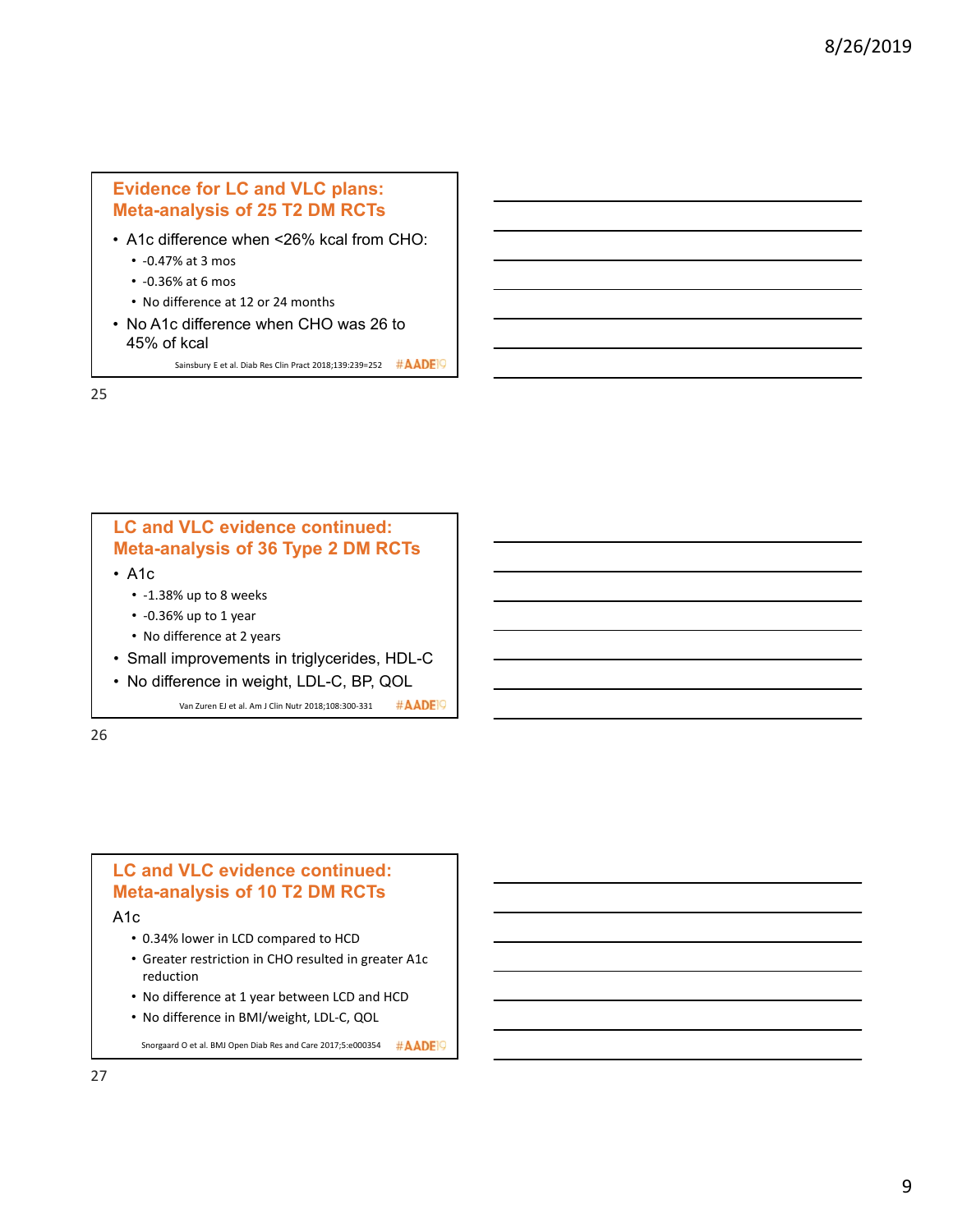## Evidence for LC and VLC plans: Meta-analysis of 25 T2 DM RCTs

- A1c difference when <26% kcal from CHO:
  - -0.47% at 3 mos
  - -0.36% at 6 mos
  - No difference at 12 or 24 months
- No A1c difference when CHO was 26 to 45% of kcal

Sainsbury E et al. Diab Res Clin Pract 2018;139:239=252 #AADE19

## LC and VLC evidence continued: Meta-analysis of 36 Type 2 DM RCTs

- A1c
  - -1.38% up to 8 weeks
  - -0.36% up to 1 year
  - No difference at 2 years
- Small improvements in triglycerides, HDL-C
- No difference in weight, LDL-C, BP, QOL

Van Zuren EJ et al. Am J Clin Nutr 2018;108:300-331 #AADE19

## LC and VLC evidence continued: Meta-analysis of 10 T2 DM RCTs

A1c

- 0.34% lower in LCD compared to HCD
- Greater restriction in CHO resulted in greater A1c reduction
- No difference at 1 year between LCD and HCD
- No difference in BMI/weight, LDL-C, QOL

Snorgaard O et al. BMJ Open Diab Res and Care 2017;5:e000354 #AADE19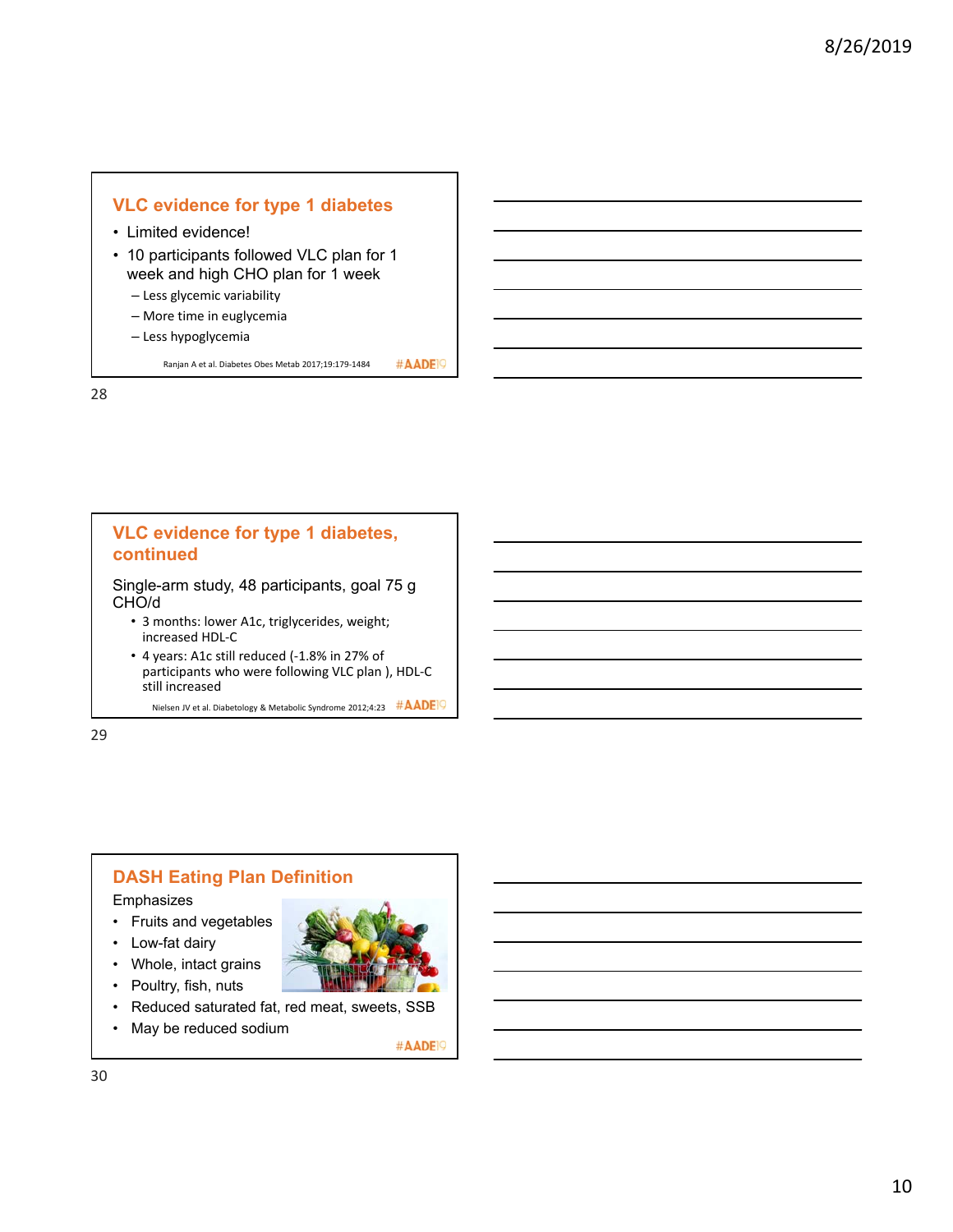## VLC evidence for type 1 diabetes

- Limited evidence!
- 10 participants followed VLC plan for 1 week and high CHO plan for 1 week
  - Less glycemic variability
  - More time in euglycemia
  - Less hypoglycemia

Ranjan A et al. Diabetes Obes Metab 2017;19:179-1484

#AADE19

## VLC evidence for type 1 diabetes, continued

Single-arm study, 48 participants, goal 75 g CHO/d

- 3 months: lower A1c, triglycerides, weight; increased HDL-C
- 4 years: A1c still reduced (-1.8% in 27% of participants who were following VLC plan ), HDL-C still increased

Nielsen JV et al. Diabetology & Metabolic Syndrome 2012;4:23

#AADE19

## DASH Eating Plan Definition

Emphasizes

- Fruits and vegetables
- Low-fat dairy
- Whole, intact grains
- Poultry, fish, nuts
- Reduced saturated fat, red meat, sweets, SSB
- May be reduced sodium

#AADE19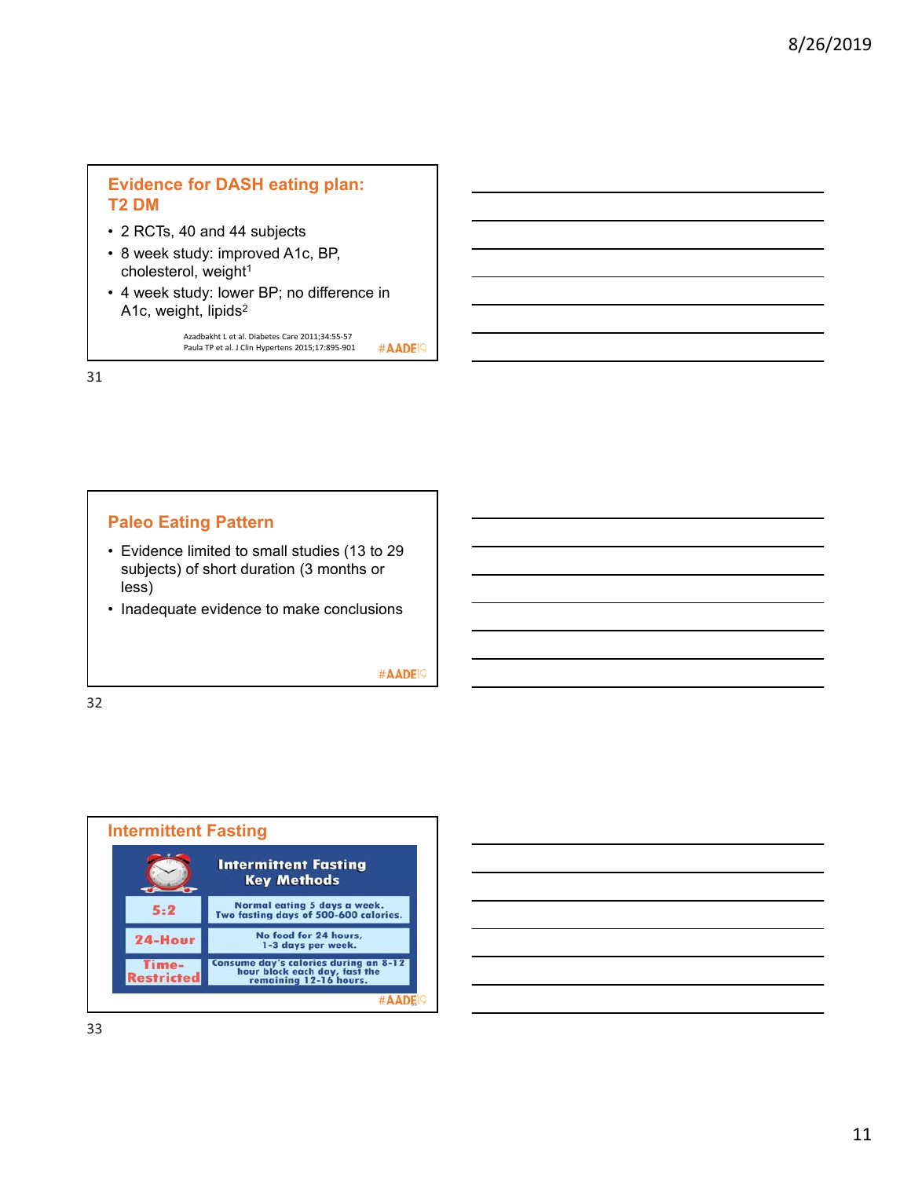## Evidence for DASH eating plan: T2 DM

- 2 RCTs, 40 and 44 subjects
- 8 week study: improved A1c, BP, cholesterol, weight[1]
- 4 week study: lower BP; no difference in A1c, weight, lipids[2]

Azadbakht L et al. Diabetes Care 2011;34:55-57
Paula TP et al. J Clin Hypertens 2015;17:895-901

#AADE19

## Paleo Eating Pattern

- Evidence limited to small studies (13 to 29 subjects) of short duration (3 months or less)
- Inadequate evidence to make conclusions

#AADE19

## Intermittent Fasting

| Intermittent Fasting Key Methods | |
|---|---|
| 5:2 | Normal eating 5 days a week. Two fasting days of 500-600 calories. |
| 24-Hour | No food for 24 hours, 1-3 days per week. |
| Time-Restricted | Consume day's calories during an 8-12 hour block each day, fast the remaining 12-16 hours. |

#AADE19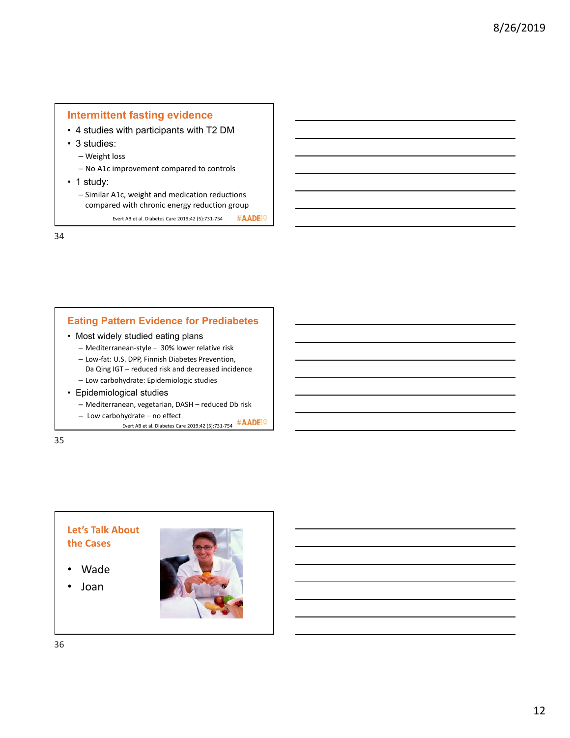## Intermittent fasting evidence

- 4 studies with participants with T2 DM
- 3 studies:
  - Weight loss
  - No A1c improvement compared to controls
- 1 study:
  - Similar A1c, weight and medication reductions compared with chronic energy reduction group

Evert AB et al. Diabetes Care 2019;42 (5):731-754

#AADE19

## Eating Pattern Evidence for Prediabetes

- Most widely studied eating plans
  - Mediterranean-style – 30% lower relative risk
  - Low-fat: U.S. DPP, Finnish Diabetes Prevention, Da Qing IGT – reduced risk and decreased incidence
  - Low carbohydrate: Epidemiologic studies
- Epidemiological studies
  - Mediterranean, vegetarian, DASH – reduced Db risk
  - Low carbohydrate – no effect

Evert AB et al. Diabetes Care 2019;42 (5):731-754

#AADE19

## Let's Talk About the Cases

- Wade
- Joan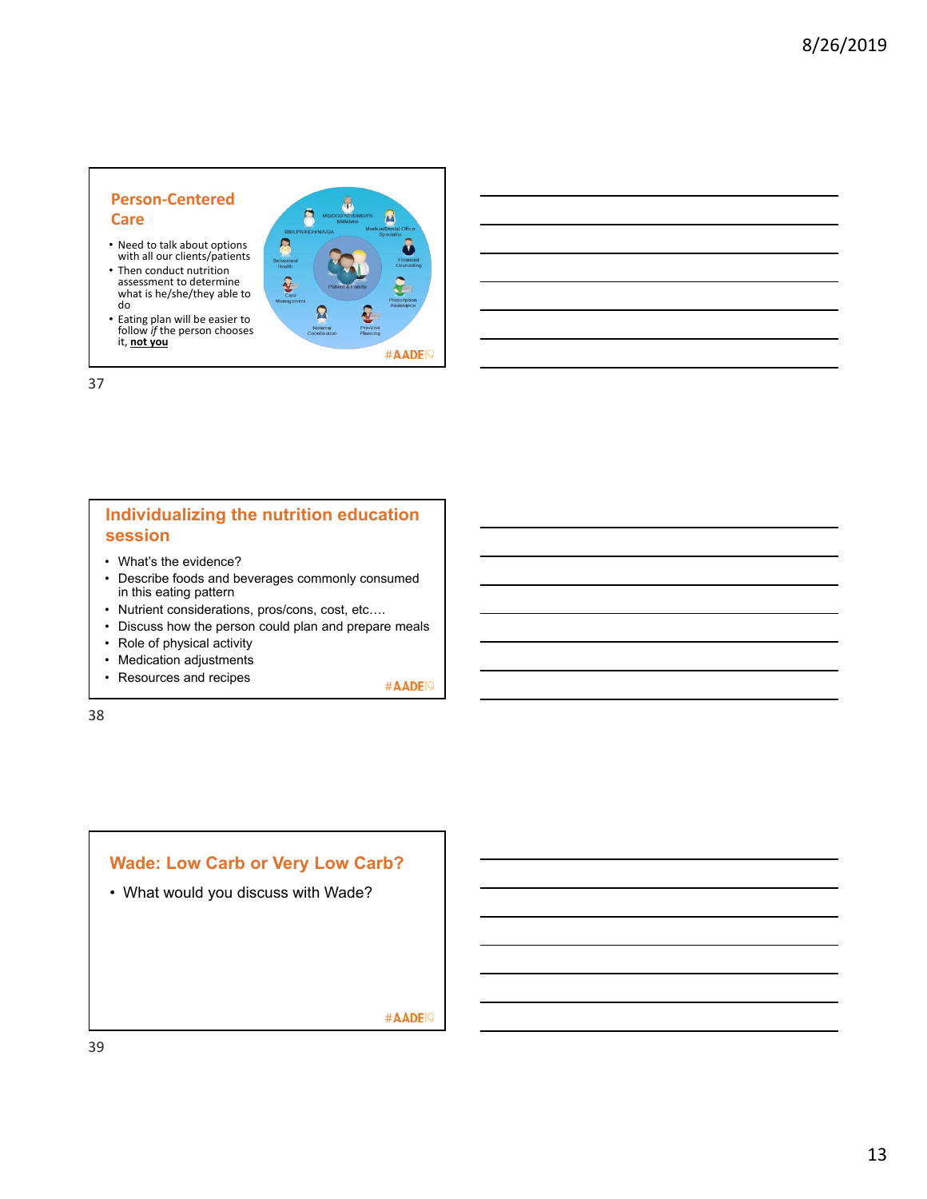## Person-Centered Care

- Need to talk about options with all our clients/patients
- Then conduct nutrition assessment to determine what is he/she/they able to do
- Eating plan will be easier to follow *if* the person chooses it, **not you**

MD/DO/FNP/DMD/PA Midwives

RN/LPN/RCH/MA/DA

Medical/Dental Office Specialist

Behavioral Health

Financial Counseling

Patient & Family

Care Management

Prescription Assistance

Referral Coordination

Pre-Visit Planning

#AADE19

## Individualizing the nutrition education session

- What's the evidence?
- Describe foods and beverages commonly consumed in this eating pattern
- Nutrient considerations, pros/cons, cost, etc….
- Discuss how the person could plan and prepare meals
- Role of physical activity
- Medication adjustments
- Resources and recipes

#AADE19

## Wade: Low Carb or Very Low Carb?

- What would you discuss with Wade?

#AADE19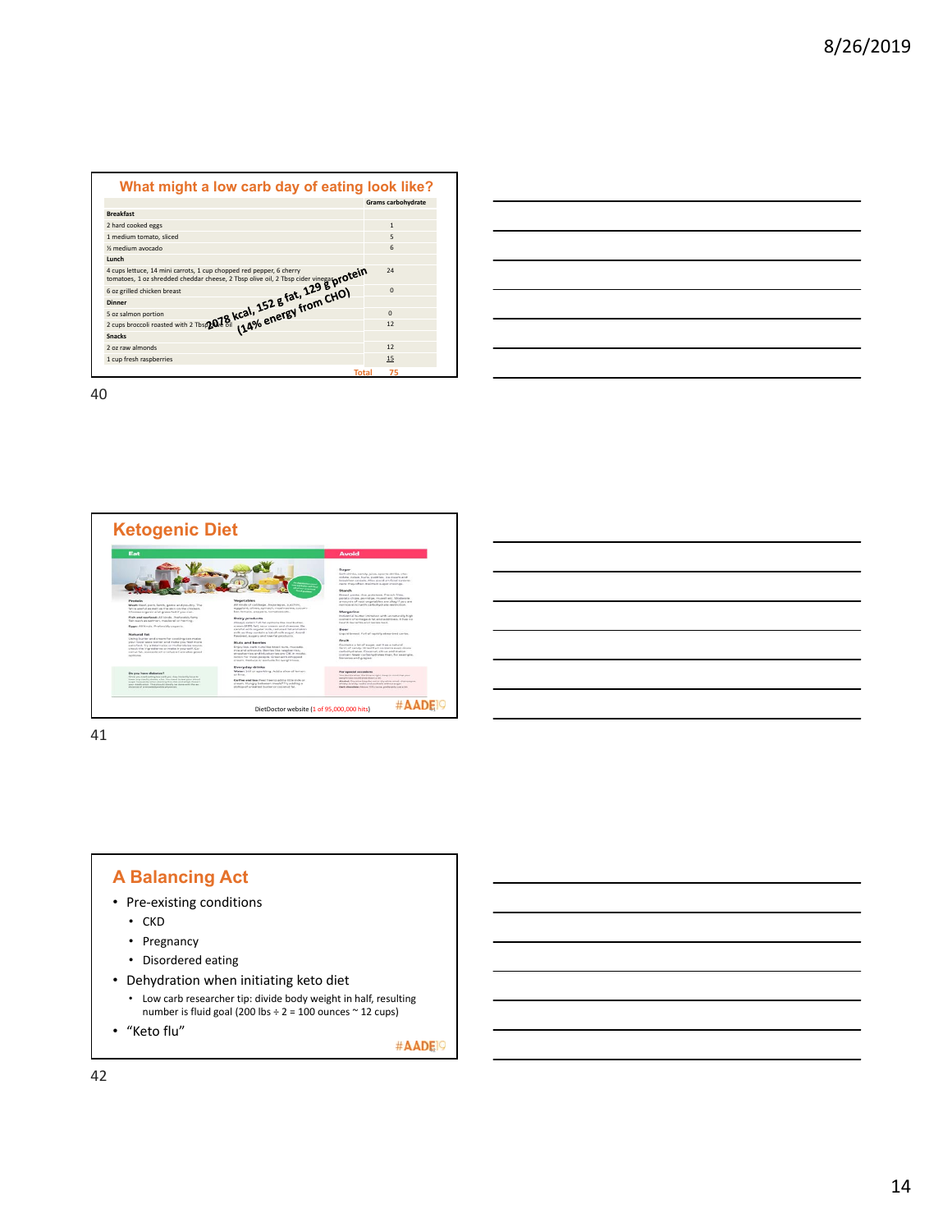## What might a low carb day of eating look like?

| | Grams carbohydrate |
|---|---|
| **Breakfast** | |
| 2 hard cooked eggs | 1 |
| 1 medium tomato, sliced | 5 |
| ½ medium avocado | 6 |
| **Lunch** | |
| 4 cups lettuce, 14 mini carrots, 1 cup chopped red pepper, 6 cherry tomatoes, 1 oz shredded cheddar cheese, 2 Tbsp olive oil, 2 Tbsp cider vinegar | 24 |
| 6 oz grilled chicken breast | 0 |
| **Dinner** | |
| 5 oz salmon portion | 0 |
| 2 cups broccoli roasted with 2 Tbsp olive oil | 12 |
| **Snacks** | |
| 2 oz raw almonds | 12 |
| 1 cup fresh raspberries | 15 |
| Total | 75 |

2078 kcal, 152 g fat, 129 g protein (14% energy from CHO)

## Ketogenic Diet

DietDoctor website (1 of 95,000,000 hits)

#AADE19

## A Balancing Act

- Pre-existing conditions
  - CKD
  - Pregnancy
  - Disordered eating
- Dehydration when initiating keto diet
  - Low carb researcher tip: divide body weight in half, resulting number is fluid goal (200 lbs ÷ 2 = 100 ounces ~ 12 cups)
- "Keto flu"

#AADE19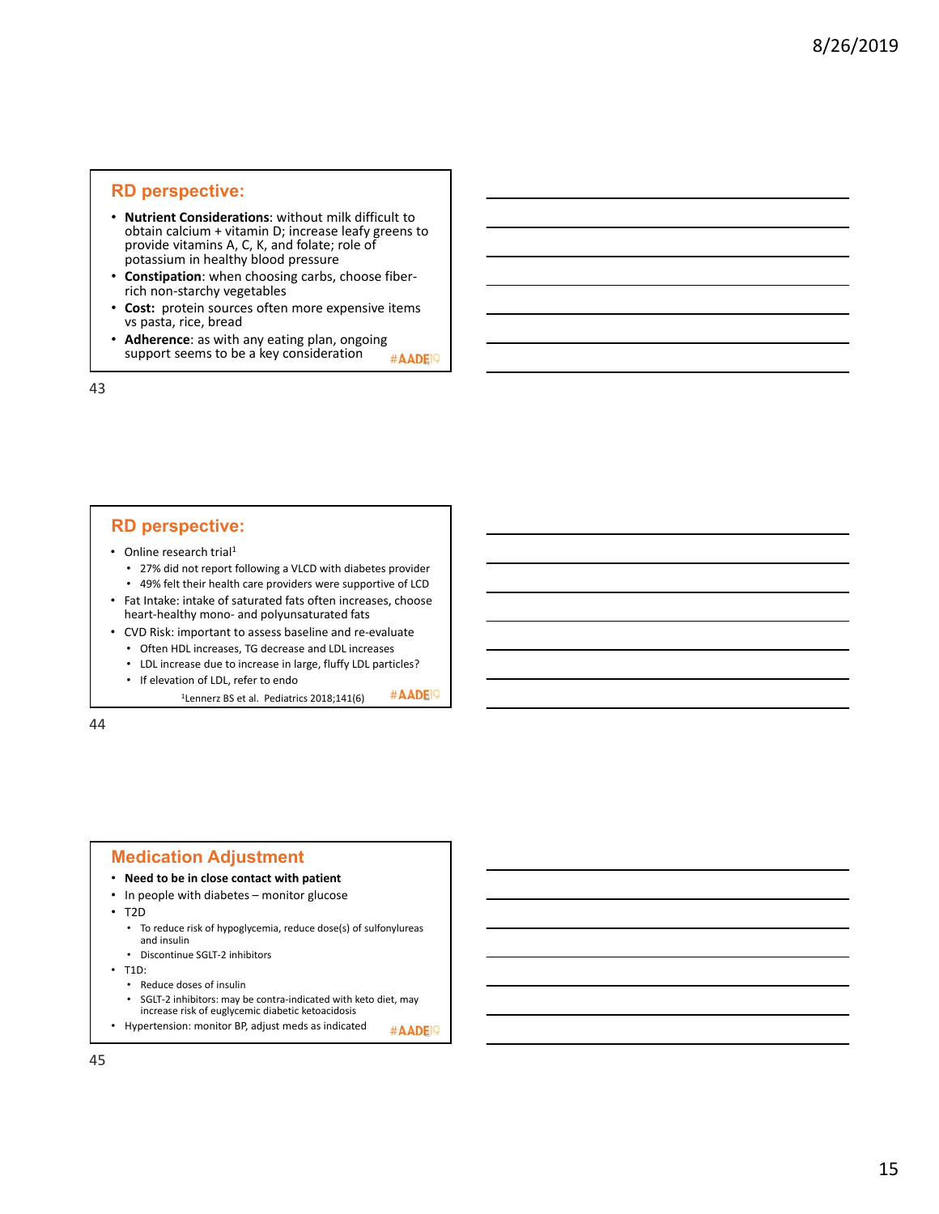## RD perspective:

- **Nutrient Considerations**: without milk difficult to obtain calcium + vitamin D; increase leafy greens to provide vitamins A, C, K, and folate; role of potassium in healthy blood pressure
- **Constipation**: when choosing carbs, choose fiber-rich non-starchy vegetables
- **Cost:** protein sources often more expensive items vs pasta, rice, bread
- **Adherence**: as with any eating plan, ongoing support seems to be a key consideration

#AADE19

## RD perspective:

- Online research trial[1]
  - 27% did not report following a VLCD with diabetes provider
  - 49% felt their health care providers were supportive of LCD
- Fat Intake: intake of saturated fats often increases, choose heart-healthy mono- and polyunsaturated fats
- CVD Risk: important to assess baseline and re-evaluate
  - Often HDL increases, TG decrease and LDL increases
  - LDL increase due to increase in large, fluffy LDL particles?
  - If elevation of LDL, refer to endo

[1]Lennerz BS et al. Pediatrics 2018;141(6)

#AADE19

## Medication Adjustment

- **Need to be in close contact with patient**
- In people with diabetes – monitor glucose
- T2D
  - To reduce risk of hypoglycemia, reduce dose(s) of sulfonylureas and insulin
  - Discontinue SGLT-2 inhibitors
- T1D:
  - Reduce doses of insulin
  - SGLT-2 inhibitors: may be contra-indicated with keto diet, may increase risk of euglycemic diabetic ketoacidosis
- Hypertension: monitor BP, adjust meds as indicated

#AADE19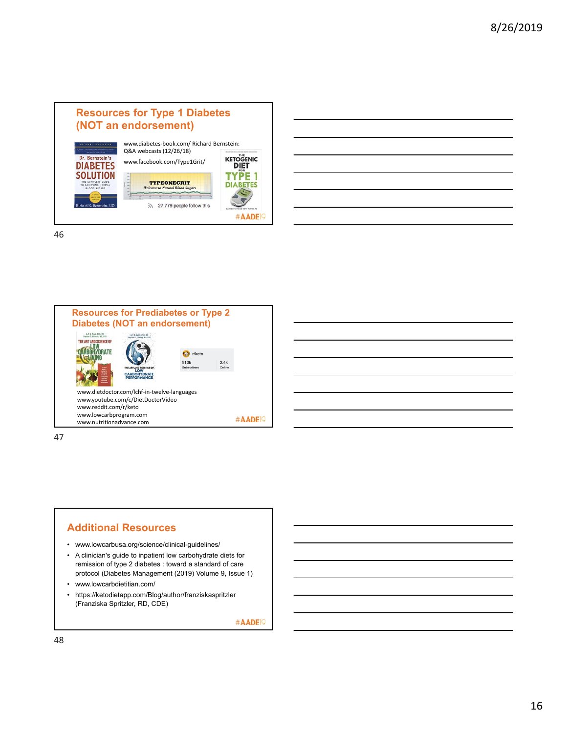## Resources for Type 1 Diabetes (NOT an endorsement)

www.diabetes-book.com/ Richard Bernstein: Q&A webcasts (12/26/18)

www.facebook.com/Type1Grit/

TYPEONEGRIT
Welcome to Normal Blood Sugars

27,779 people follow this

#AADE19

## Resources for Prediabetes or Type 2 Diabetes (NOT an endorsement)

r/keto
913k Subscribers
2.4k Online

www.dietdoctor.com/lchf-in-twelve-languages
www.youtube.com/c/DietDoctorVideo
www.reddit.com/r/keto
www.lowcarbprogram.com
www.nutritionadvance.com

#AADE19

## Additional Resources

- www.lowcarbusa.org/science/clinical-guidelines/
- A clinician's guide to inpatient low carbohydrate diets for remission of type 2 diabetes : toward a standard of care protocol (Diabetes Management (2019) Volume 9, Issue 1)
- www.lowcarbdietitian.com/
- https://ketodietapp.com/Blog/author/franziskaspritzler (Franziska Spritzler, RD, CDE)

#AADE19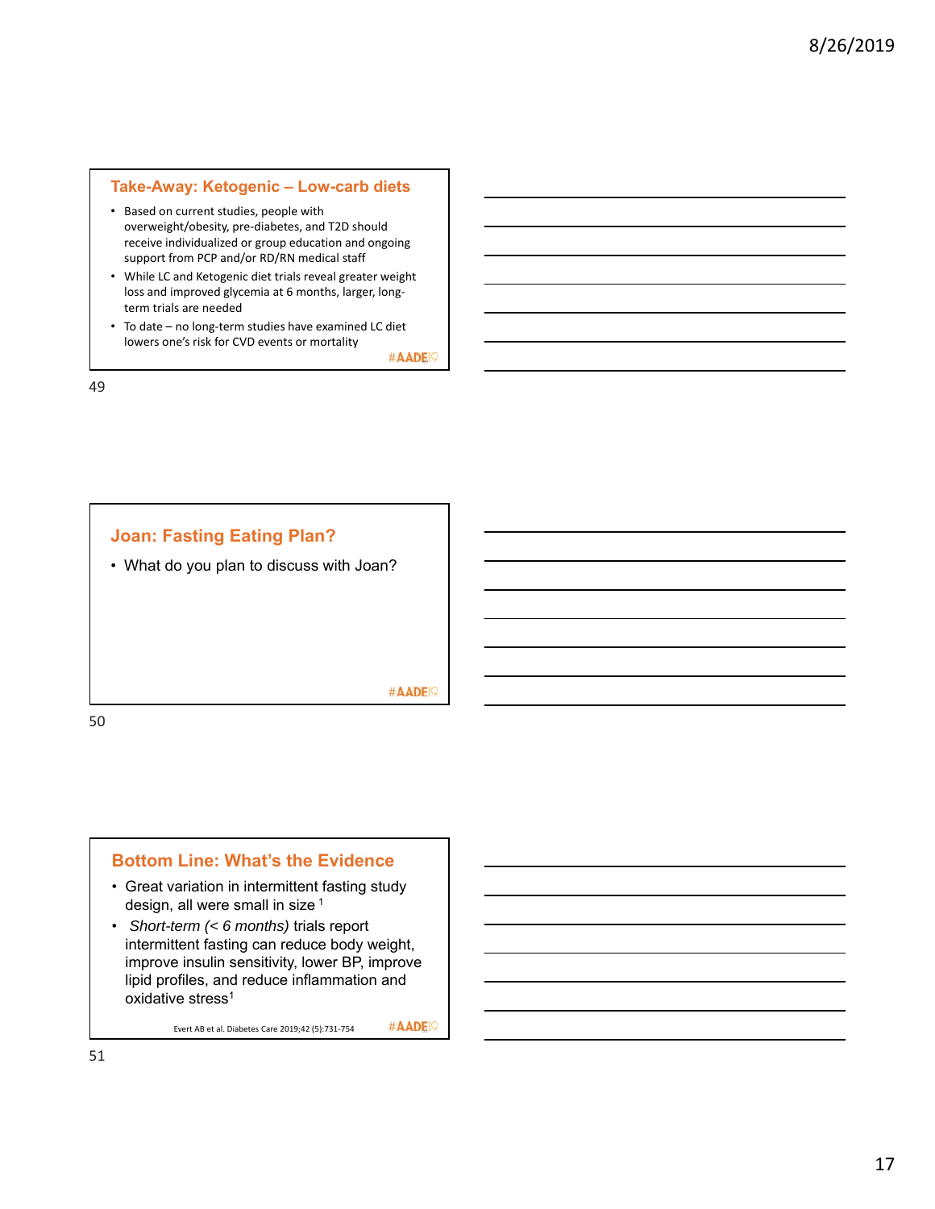## Take-Away: Ketogenic – Low-carb diets

- Based on current studies, people with overweight/obesity, pre-diabetes, and T2D should receive individualized or group education and ongoing support from PCP and/or RD/RN medical staff
- While LC and Ketogenic diet trials reveal greater weight loss and improved glycemia at 6 months, larger, long-term trials are needed
- To date – no long-term studies have examined LC diet lowers one's risk for CVD events or mortality

#AADE19

## Joan: Fasting Eating Plan?

- What do you plan to discuss with Joan?

#AADE19

## Bottom Line: What's the Evidence

- Great variation in intermittent fasting study design, all were small in size [1]
- *Short-term (< 6 months)* trials report intermittent fasting can reduce body weight, improve insulin sensitivity, lower BP, improve lipid profiles, and reduce inflammation and oxidative stress[1]

Evert AB et al. Diabetes Care 2019;42 (5):731-754

#AADE19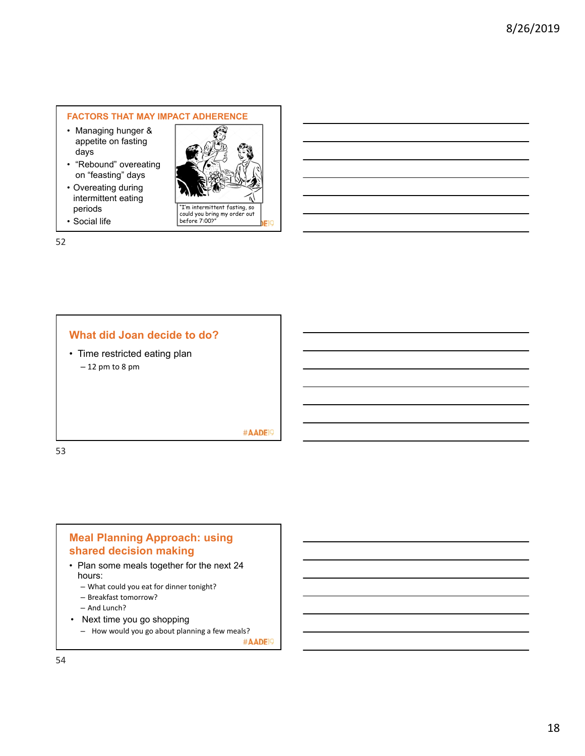## FACTORS THAT MAY IMPACT ADHERENCE

- Managing hunger & appetite on fasting days
- "Rebound" overeating on "feasting" days
- Overeating during intermittent eating periods
- Social life

"I'm intermittent fasting, so could you bring my order out before 7:00?"

## What did Joan decide to do?

- Time restricted eating plan
  - 12 pm to 8 pm

## Meal Planning Approach: using shared decision making

- Plan some meals together for the next 24 hours:
  - What could you eat for dinner tonight?
  - Breakfast tomorrow?
  - And Lunch?
- Next time you go shopping
  - How would you go about planning a few meals?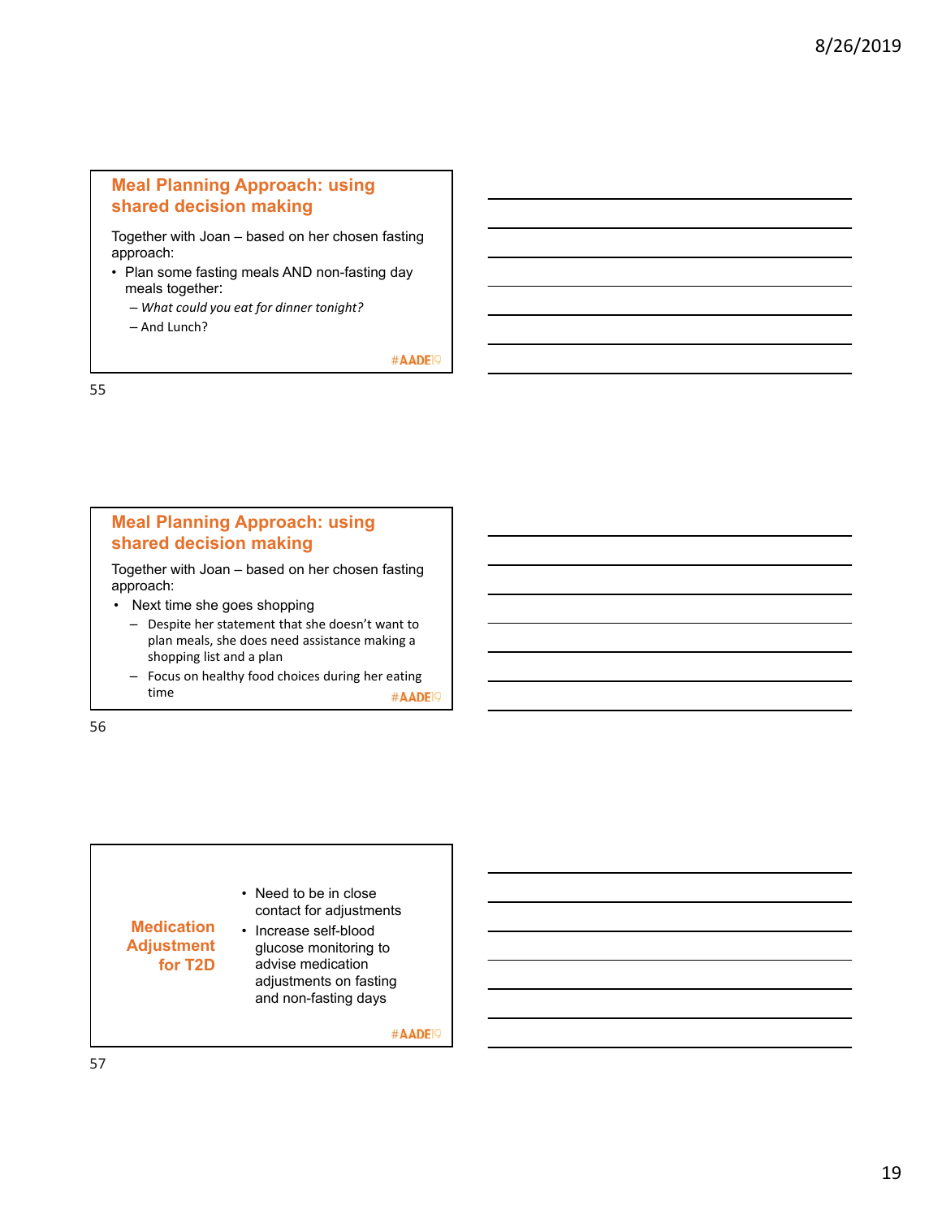## Meal Planning Approach: using shared decision making

Together with Joan – based on her chosen fasting approach:

- Plan some fasting meals AND non-fasting day meals together:
  - *What could you eat for dinner tonight?*
  - And Lunch?

#AADE19

## Meal Planning Approach: using shared decision making

Together with Joan – based on her chosen fasting approach:

- Next time she goes shopping
  - Despite her statement that she doesn't want to plan meals, she does need assistance making a shopping list and a plan
  - Focus on healthy food choices during her eating time

#AADE19

## Medication Adjustment for T2D

- Need to be in close contact for adjustments
- Increase self-blood glucose monitoring to advise medication adjustments on fasting and non-fasting days

#AADE19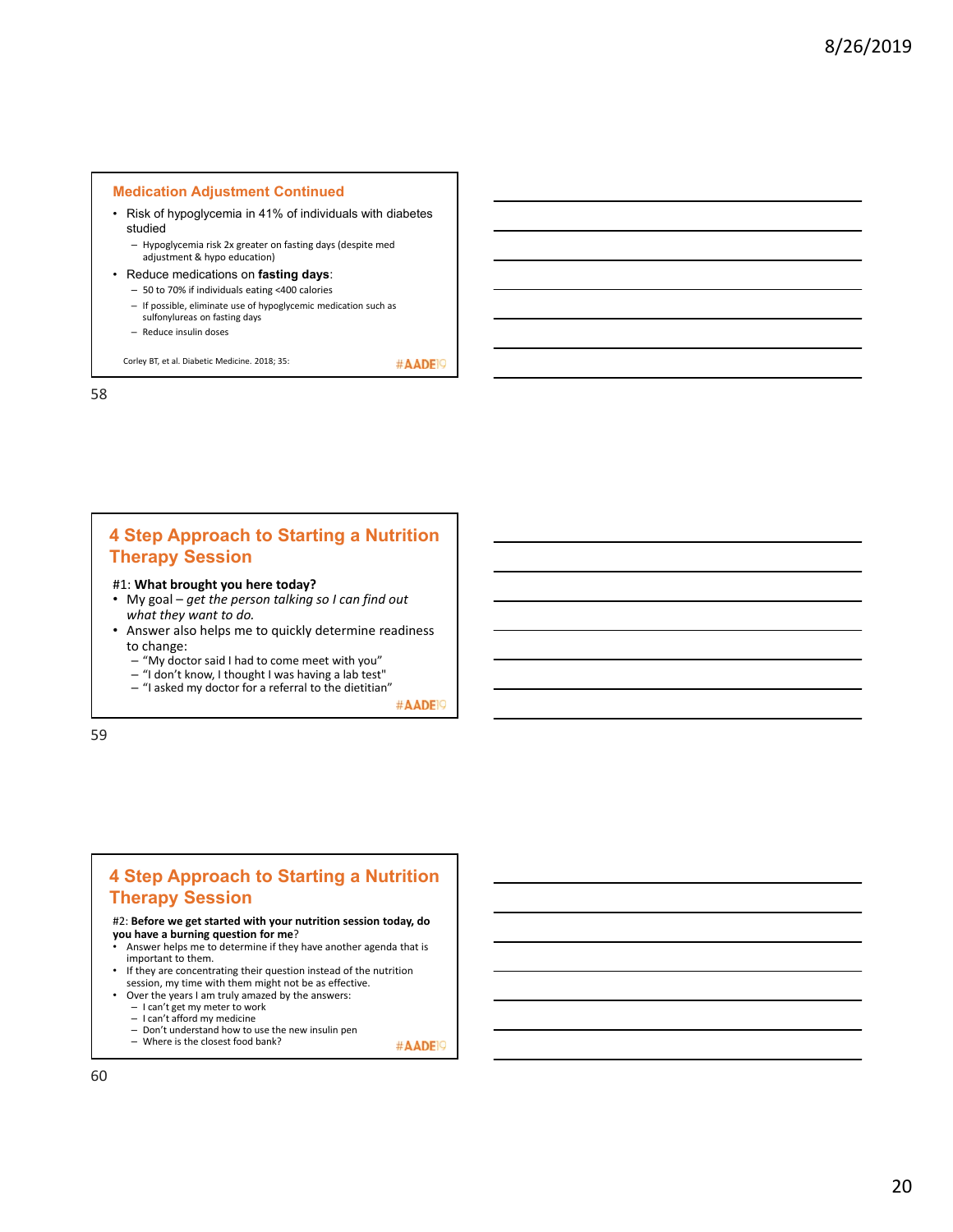## Medication Adjustment Continued

- Risk of hypoglycemia in 41% of individuals with diabetes studied
  - Hypoglycemia risk 2x greater on fasting days (despite med adjustment & hypo education)
- Reduce medications on **fasting days**:
  - 50 to 70% if individuals eating <400 calories
  - If possible, eliminate use of hypoglycemic medication such as sulfonylureas on fasting days
  - Reduce insulin doses

Corley BT, et al. Diabetic Medicine. 2018; 35:

#AADE19

## 4 Step Approach to Starting a Nutrition Therapy Session

#1: **What brought you here today?**

- My goal – *get the person talking so I can find out what they want to do.*
- Answer also helps me to quickly determine readiness to change:
  - "My doctor said I had to come meet with you"
  - "I don't know, I thought I was having a lab test"
  - "I asked my doctor for a referral to the dietitian"

#AADE19

## 4 Step Approach to Starting a Nutrition Therapy Session

#2: **Before we get started with your nutrition session today, do you have a burning question for me**?

- Answer helps me to determine if they have another agenda that is important to them.
- If they are concentrating their question instead of the nutrition session, my time with them might not be as effective.
- Over the years I am truly amazed by the answers:
  - I can't get my meter to work
  - I can't afford my medicine
  - Don't understand how to use the new insulin pen
  - Where is the closest food bank?

#AADE19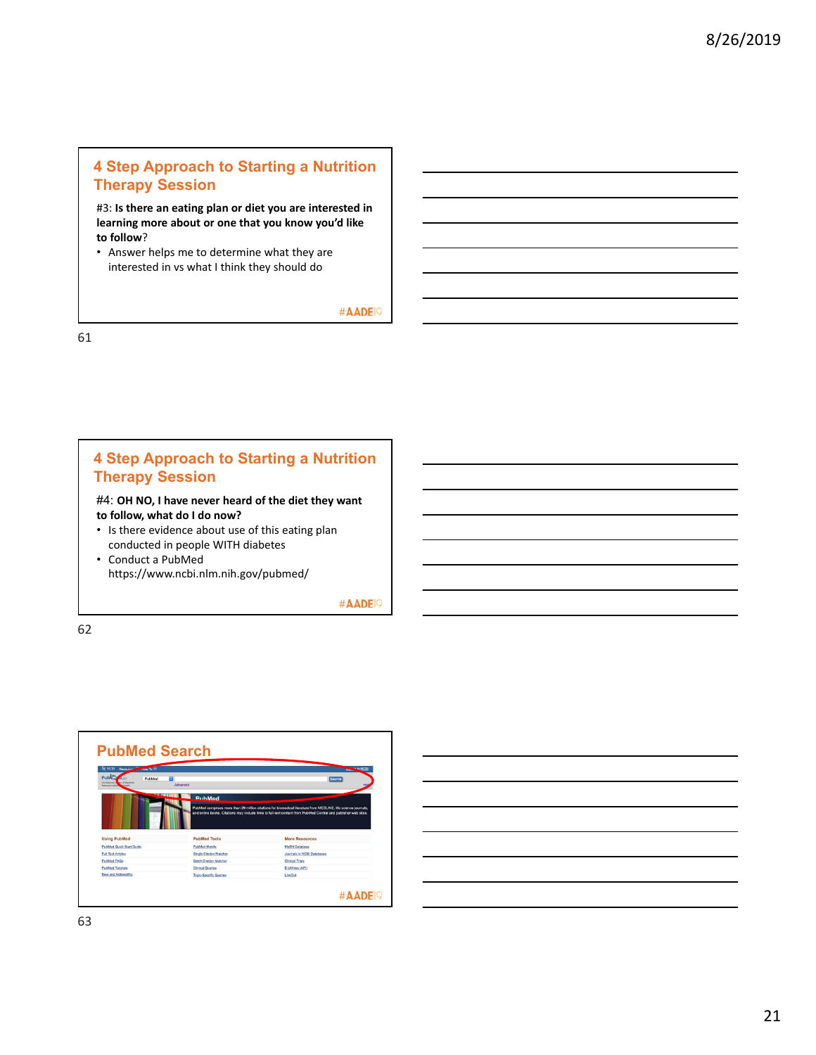## 4 Step Approach to Starting a Nutrition Therapy Session

#3: **Is there an eating plan or diet you are interested in learning more about or one that you know you'd like to follow**?

- Answer helps me to determine what they are interested in vs what I think they should do

#AADE19

## 4 Step Approach to Starting a Nutrition Therapy Session

#4: **OH NO, I have never heard of the diet they want to follow, what do I do now?**

- Is there evidence about use of this eating plan conducted in people WITH diabetes
- Conduct a PubMed https://www.ncbi.nlm.nih.gov/pubmed/

#AADE19

## PubMed Search

#AADE19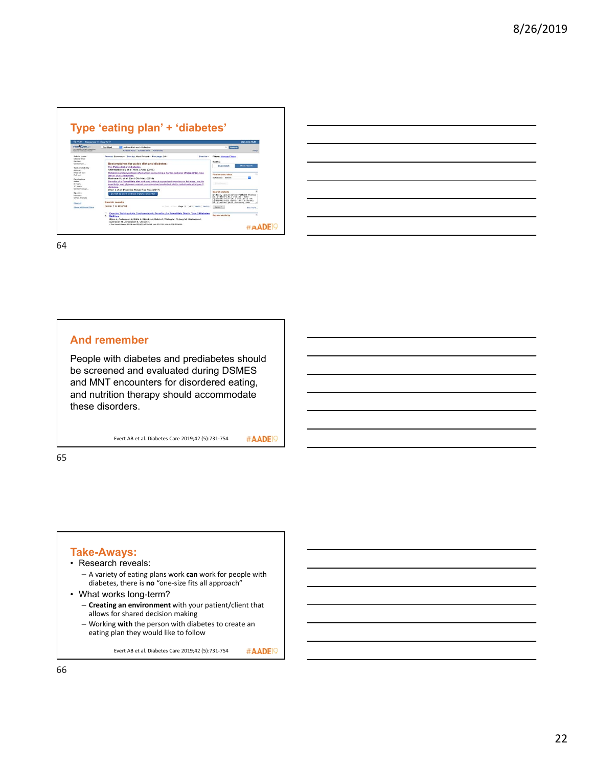## Type 'eating plan' + 'diabetes'

## And remember

People with diabetes and prediabetes should be screened and evaluated during DSMES and MNT encounters for disordered eating, and nutrition therapy should accommodate these disorders.

Evert AB et al. Diabetes Care 2019;42 (5):731-754

#AADE19

## Take-Aways:

- Research reveals:
  - A variety of eating plans work **can** work for people with diabetes, there is **no** "one-size fits all approach"
- What works long-term?
  - **Creating an environment** with your patient/client that allows for shared decision making
  - Working **with** the person with diabetes to create an eating plan they would like to follow

Evert AB et al. Diabetes Care 2019;42 (5):731-754

#AADE19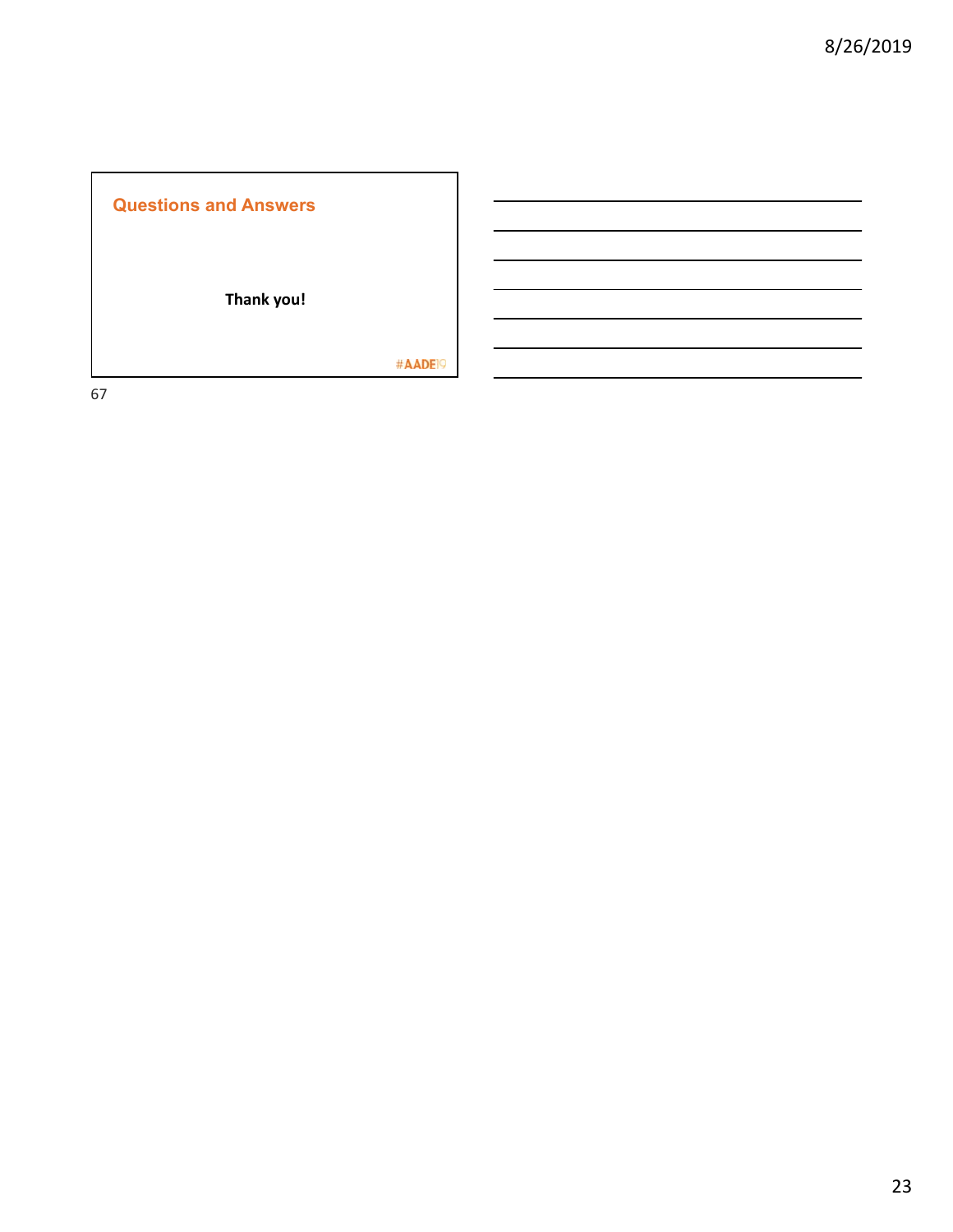## Questions and Answers

**Thank you!**

#AADE19